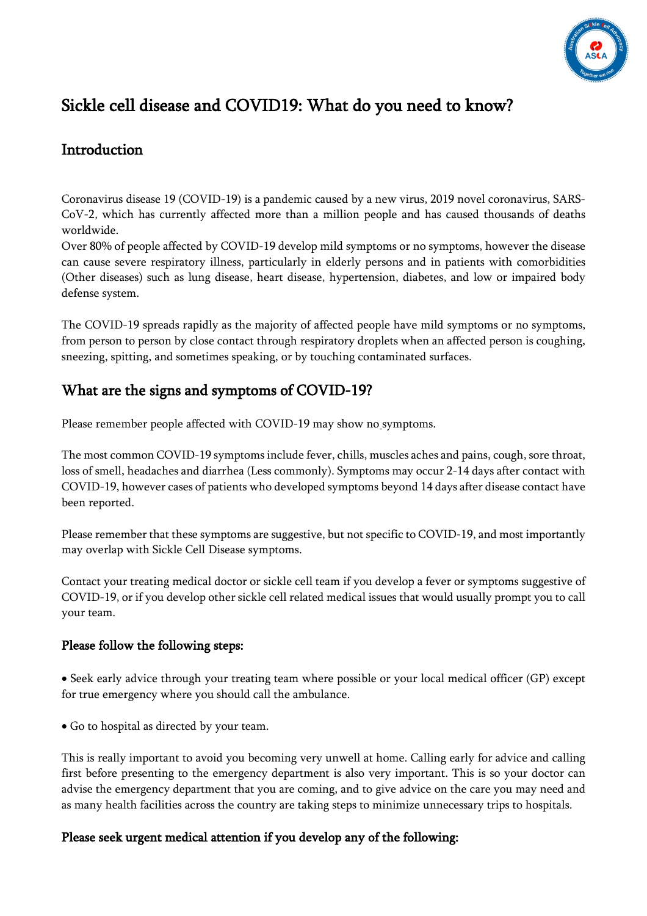# Sickle cell disease and COVID19: What do you need to know?

## Introduction

Coronavirus disease 19 (COVID-19) is a pandemic caused by a new virus, 2019 novel coronavirus, SARS-CoV-2, which has currently affected more than a million people and has caused thousands of deaths worldwide.
Over 80% of people affected by COVID-19 develop mild symptoms or no symptoms, however the disease can cause severe respiratory illness, particularly in elderly persons and in patients with comorbidities (Other diseases) such as lung disease, heart disease, hypertension, diabetes, and low or impaired body defense system.

The COVID-19 spreads rapidly as the majority of affected people have mild symptoms or no symptoms, from person to person by close contact through respiratory droplets when an affected person is coughing, sneezing, spitting, and sometimes speaking, or by touching contaminated surfaces.

## What are the signs and symptoms of COVID-19?

Please remember people affected with COVID-19 may show no symptoms.

The most common COVID-19 symptoms include fever, chills, muscles aches and pains, cough, sore throat, loss of smell, headaches and diarrhea (Less commonly). Symptoms may occur 2-14 days after contact with COVID-19, however cases of patients who developed symptoms beyond 14 days after disease contact have been reported.

Please remember that these symptoms are suggestive, but not specific to COVID-19, and most importantly may overlap with Sickle Cell Disease symptoms.

Contact your treating medical doctor or sickle cell team if you develop a fever or symptoms suggestive of COVID-19, or if you develop other sickle cell related medical issues that would usually prompt you to call your team.

### Please follow the following steps:

- Seek early advice through your treating team where possible or your local medical officer (GP) except for true emergency where you should call the ambulance.

- Go to hospital as directed by your team.

This is really important to avoid you becoming very unwell at home. Calling early for advice and calling first before presenting to the emergency department is also very important. This is so your doctor can advise the emergency department that you are coming, and to give advice on the care you may need and as many health facilities across the country are taking steps to minimize unnecessary trips to hospitals.

### Please seek urgent medical attention if you develop any of the following: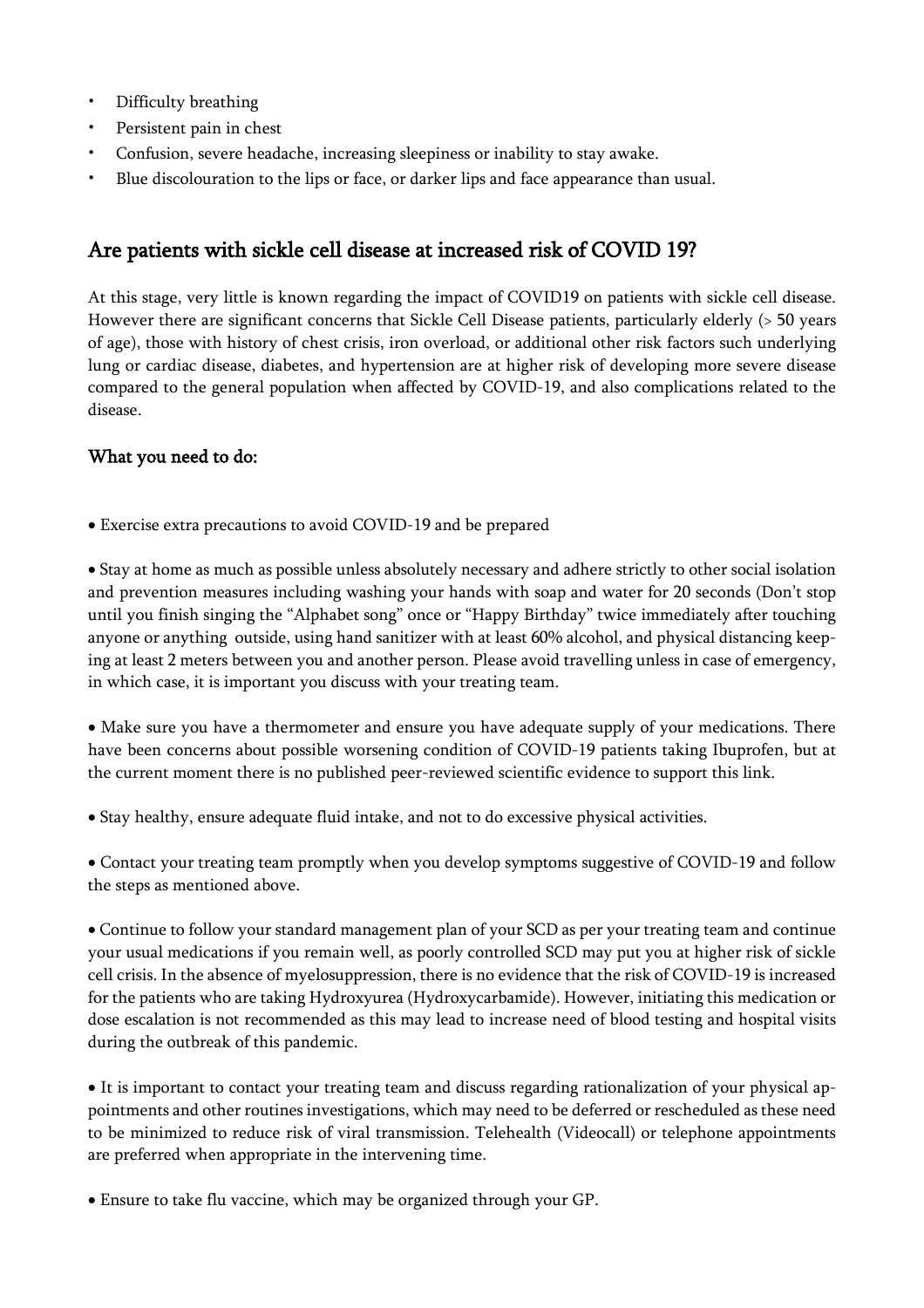- Difficulty breathing
- Persistent pain in chest
- Confusion, severe headache, increasing sleepiness or inability to stay awake.
- Blue discolouration to the lips or face, or darker lips and face appearance than usual.

## Are patients with sickle cell disease at increased risk of COVID 19?

At this stage, very little is known regarding the impact of COVID19 on patients with sickle cell disease. However there are significant concerns that Sickle Cell Disease patients, particularly elderly (> 50 years of age), those with history of chest crisis, iron overload, or additional other risk factors such underlying lung or cardiac disease, diabetes, and hypertension are at higher risk of developing more severe disease compared to the general population when affected by COVID-19, and also complications related to the disease.

### What you need to do:

- Exercise extra precautions to avoid COVID-19 and be prepared

- Stay at home as much as possible unless absolutely necessary and adhere strictly to other social isolation and prevention measures including washing your hands with soap and water for 20 seconds (Don't stop until you finish singing the "Alphabet song" once or "Happy Birthday" twice immediately after touching anyone or anything outside, using hand sanitizer with at least 60% alcohol, and physical distancing keeping at least 2 meters between you and another person. Please avoid travelling unless in case of emergency, in which case, it is important you discuss with your treating team.

- Make sure you have a thermometer and ensure you have adequate supply of your medications. There have been concerns about possible worsening condition of COVID-19 patients taking Ibuprofen, but at the current moment there is no published peer-reviewed scientific evidence to support this link.

- Stay healthy, ensure adequate fluid intake, and not to do excessive physical activities.

- Contact your treating team promptly when you develop symptoms suggestive of COVID-19 and follow the steps as mentioned above.

- Continue to follow your standard management plan of your SCD as per your treating team and continue your usual medications if you remain well, as poorly controlled SCD may put you at higher risk of sickle cell crisis. In the absence of myelosuppression, there is no evidence that the risk of COVID-19 is increased for the patients who are taking Hydroxyurea (Hydroxycarbamide). However, initiating this medication or dose escalation is not recommended as this may lead to increase need of blood testing and hospital visits during the outbreak of this pandemic.

- It is important to contact your treating team and discuss regarding rationalization of your physical appointments and other routines investigations, which may need to be deferred or rescheduled as these need to be minimized to reduce risk of viral transmission. Telehealth (Videocall) or telephone appointments are preferred when appropriate in the intervening time.

- Ensure to take flu vaccine, which may be organized through your GP.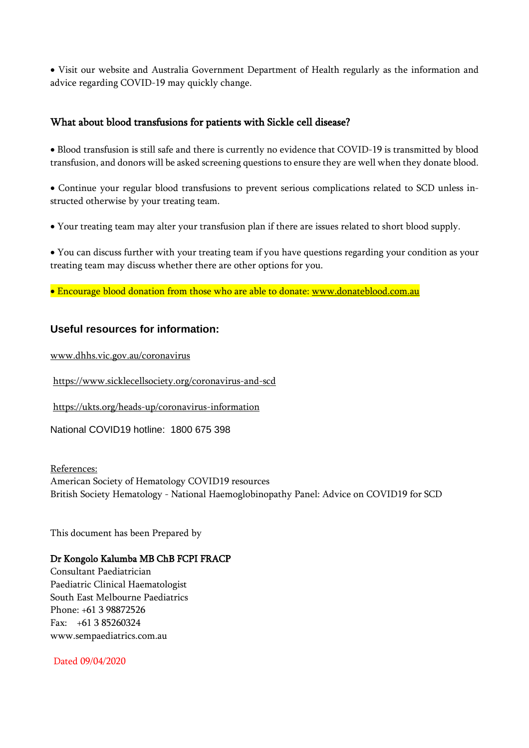- Visit our website and Australia Government Department of Health regularly as the information and advice regarding COVID-19 may quickly change.

## What about blood transfusions for patients with Sickle cell disease?

- Blood transfusion is still safe and there is currently no evidence that COVID-19 is transmitted by blood transfusion, and donors will be asked screening questions to ensure they are well when they donate blood.

- Continue your regular blood transfusions to prevent serious complications related to SCD unless instructed otherwise by your treating team.

- Your treating team may alter your transfusion plan if there are issues related to short blood supply.

- You can discuss further with your treating team if you have questions regarding your condition as your treating team may discuss whether there are other options for you.

- Encourage blood donation from those who are able to donate: www.donateblood.com.au

## Useful resources for information:

www.dhhs.vic.gov.au/coronavirus

https://www.sicklecellsociety.org/coronavirus-and-scd

https://ukts.org/heads-up/coronavirus-information

National COVID19 hotline: 1800 675 398

References:
American Society of Hematology COVID19 resources
British Society Hematology - National Haemoglobinopathy Panel: Advice on COVID19 for SCD

This document has been Prepared by

**Dr Kongolo Kalumba MB ChB FCPI FRACP**
Consultant Paediatrician
Paediatric Clinical Haematologist
South East Melbourne Paediatrics
Phone: +61 3 98872526
Fax: +61 3 85260324
www.sempaediatrics.com.au

Dated 09/04/2020